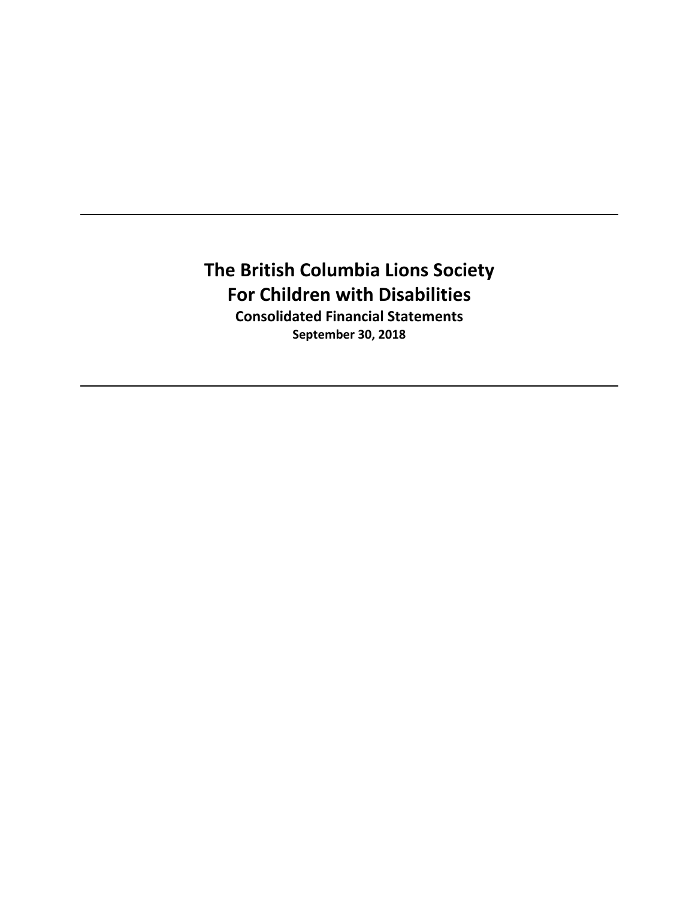# The British Columbia Lions Society
# For Children with Disabilities

**Consolidated Financial Statements**

**September 30, 2018**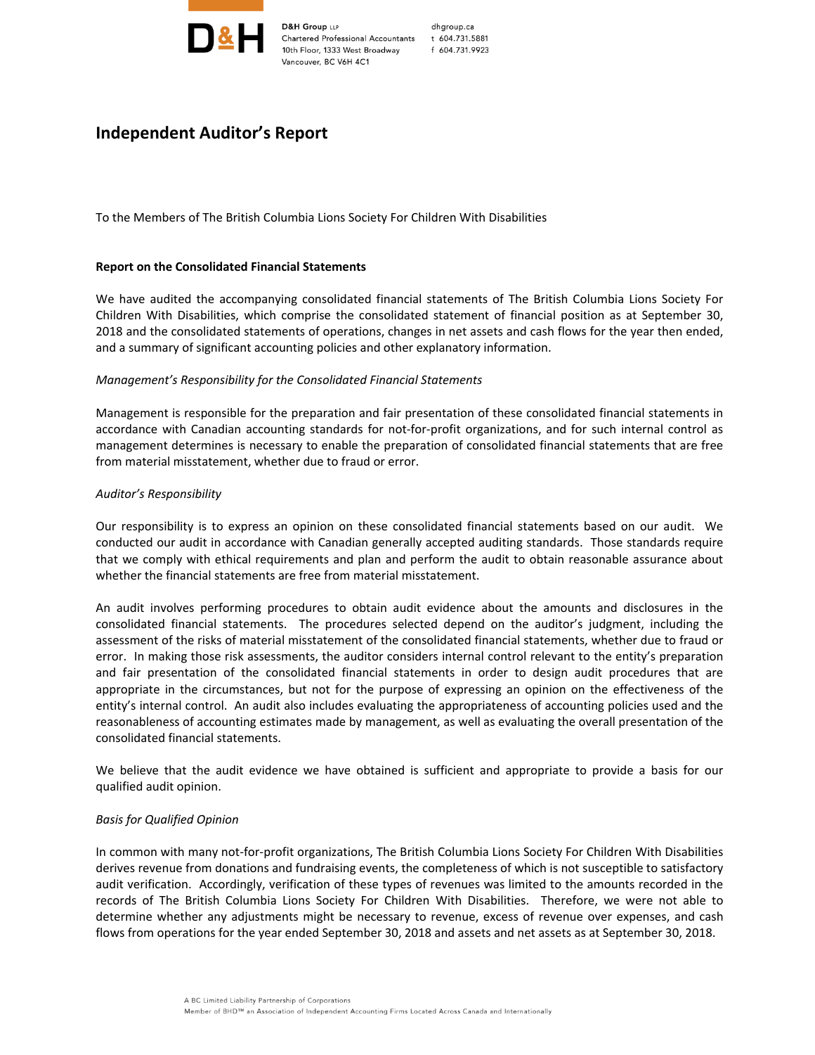D&H Group LLP
Chartered Professional Accountants
10th Floor, 1333 West Broadway
Vancouver, BC V6H 4C1

dhgroup.ca
t 604.731.5881
f 604.731.9923

# Independent Auditor's Report

To the Members of The British Columbia Lions Society For Children With Disabilities

**Report on the Consolidated Financial Statements**

We have audited the accompanying consolidated financial statements of The British Columbia Lions Society For Children With Disabilities, which comprise the consolidated statement of financial position as at September 30, 2018 and the consolidated statements of operations, changes in net assets and cash flows for the year then ended, and a summary of significant accounting policies and other explanatory information.

*Management's Responsibility for the Consolidated Financial Statements*

Management is responsible for the preparation and fair presentation of these consolidated financial statements in accordance with Canadian accounting standards for not-for-profit organizations, and for such internal control as management determines is necessary to enable the preparation of consolidated financial statements that are free from material misstatement, whether due to fraud or error.

*Auditor's Responsibility*

Our responsibility is to express an opinion on these consolidated financial statements based on our audit. We conducted our audit in accordance with Canadian generally accepted auditing standards. Those standards require that we comply with ethical requirements and plan and perform the audit to obtain reasonable assurance about whether the financial statements are free from material misstatement.

An audit involves performing procedures to obtain audit evidence about the amounts and disclosures in the consolidated financial statements. The procedures selected depend on the auditor's judgment, including the assessment of the risks of material misstatement of the consolidated financial statements, whether due to fraud or error. In making those risk assessments, the auditor considers internal control relevant to the entity's preparation and fair presentation of the consolidated financial statements in order to design audit procedures that are appropriate in the circumstances, but not for the purpose of expressing an opinion on the effectiveness of the entity's internal control. An audit also includes evaluating the appropriateness of accounting policies used and the reasonableness of accounting estimates made by management, as well as evaluating the overall presentation of the consolidated financial statements.

We believe that the audit evidence we have obtained is sufficient and appropriate to provide a basis for our qualified audit opinion.

*Basis for Qualified Opinion*

In common with many not-for-profit organizations, The British Columbia Lions Society For Children With Disabilities derives revenue from donations and fundraising events, the completeness of which is not susceptible to satisfactory audit verification. Accordingly, verification of these types of revenues was limited to the amounts recorded in the records of The British Columbia Lions Society For Children With Disabilities. Therefore, we were not able to determine whether any adjustments might be necessary to revenue, excess of revenue over expenses, and cash flows from operations for the year ended September 30, 2018 and assets and net assets as at September 30, 2018.

A BC Limited Liability Partnership of Corporations
Member of BHD™ an Association of Independent Accounting Firms Located Across Canada and Internationally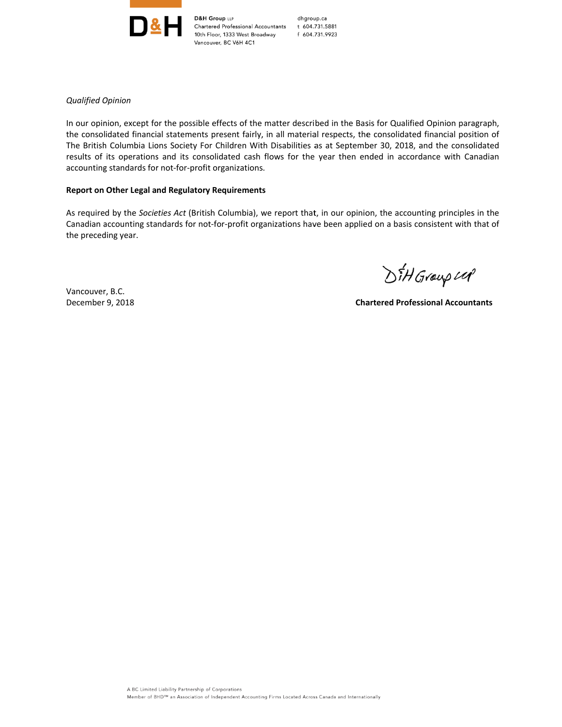*Qualified Opinion*

In our opinion, except for the possible effects of the matter described in the Basis for Qualified Opinion paragraph, the consolidated financial statements present fairly, in all material respects, the consolidated financial position of The British Columbia Lions Society For Children With Disabilities as at September 30, 2018, and the consolidated results of its operations and its consolidated cash flows for the year then ended in accordance with Canadian accounting standards for not-for-profit organizations.

**Report on Other Legal and Regulatory Requirements**

As required by the *Societies Act* (British Columbia), we report that, in our opinion, the accounting principles in the Canadian accounting standards for not-for-profit organizations have been applied on a basis consistent with that of the preceding year.

Vancouver, B.C.
December 9, 2018

D&H Group LLP

**Chartered Professional Accountants**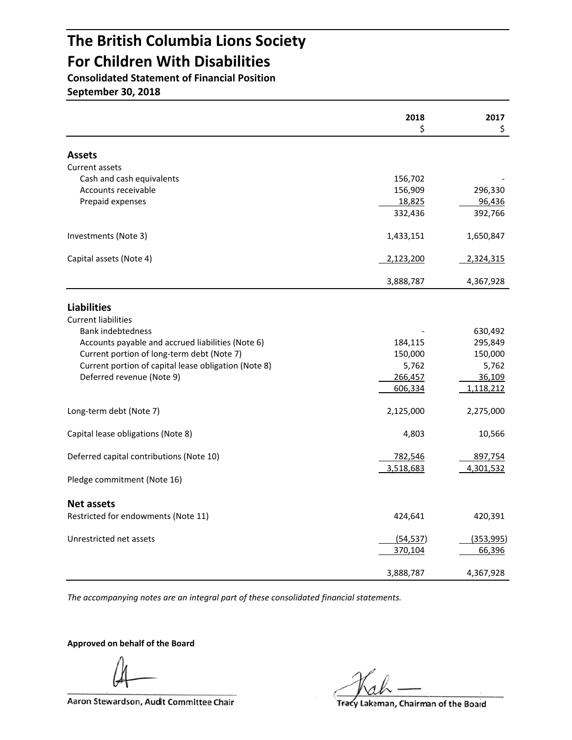# The British Columbia Lions Society For Children With Disabilities

**Consolidated Statement of Financial Position**
**September 30, 2018**

| | 2018 $ | 2017 $ |
|---|---|---|
| **Assets** | | |
| Current assets | | |
| Cash and cash equivalents | 156,702 | - |
| Accounts receivable | 156,909 | 296,330 |
| Prepaid expenses | 18,825 | 96,436 |
| | 332,436 | 392,766 |
| Investments (Note 3) | 1,433,151 | 1,650,847 |
| Capital assets (Note 4) | 2,123,200 | 2,324,315 |
| | 3,888,787 | 4,367,928 |
| **Liabilities** | | |
| Current liabilities | | |
| Bank indebtedness | - | 630,492 |
| Accounts payable and accrued liabilities (Note 6) | 184,115 | 295,849 |
| Current portion of long-term debt (Note 7) | 150,000 | 150,000 |
| Current portion of capital lease obligation (Note 8) | 5,762 | 5,762 |
| Deferred revenue (Note 9) | 266,457 | 36,109 |
| | 606,334 | 1,118,212 |
| Long-term debt (Note 7) | 2,125,000 | 2,275,000 |
| Capital lease obligations (Note 8) | 4,803 | 10,566 |
| Deferred capital contributions (Note 10) | 782,546 | 897,754 |
| | 3,518,683 | 4,301,532 |
| Pledge commitment (Note 16) | | |
| **Net assets** | | |
| Restricted for endowments (Note 11) | 424,641 | 420,391 |
| Unrestricted net assets | (54,537) | (353,995) |
| | 370,104 | 66,396 |
| | 3,888,787 | 4,367,928 |

*The accompanying notes are an integral part of these consolidated financial statements.*

**Approved on behalf of the Board**

Aaron Stewardson, Audit Committee Chair

Tracy Lakeman, Chairman of the Board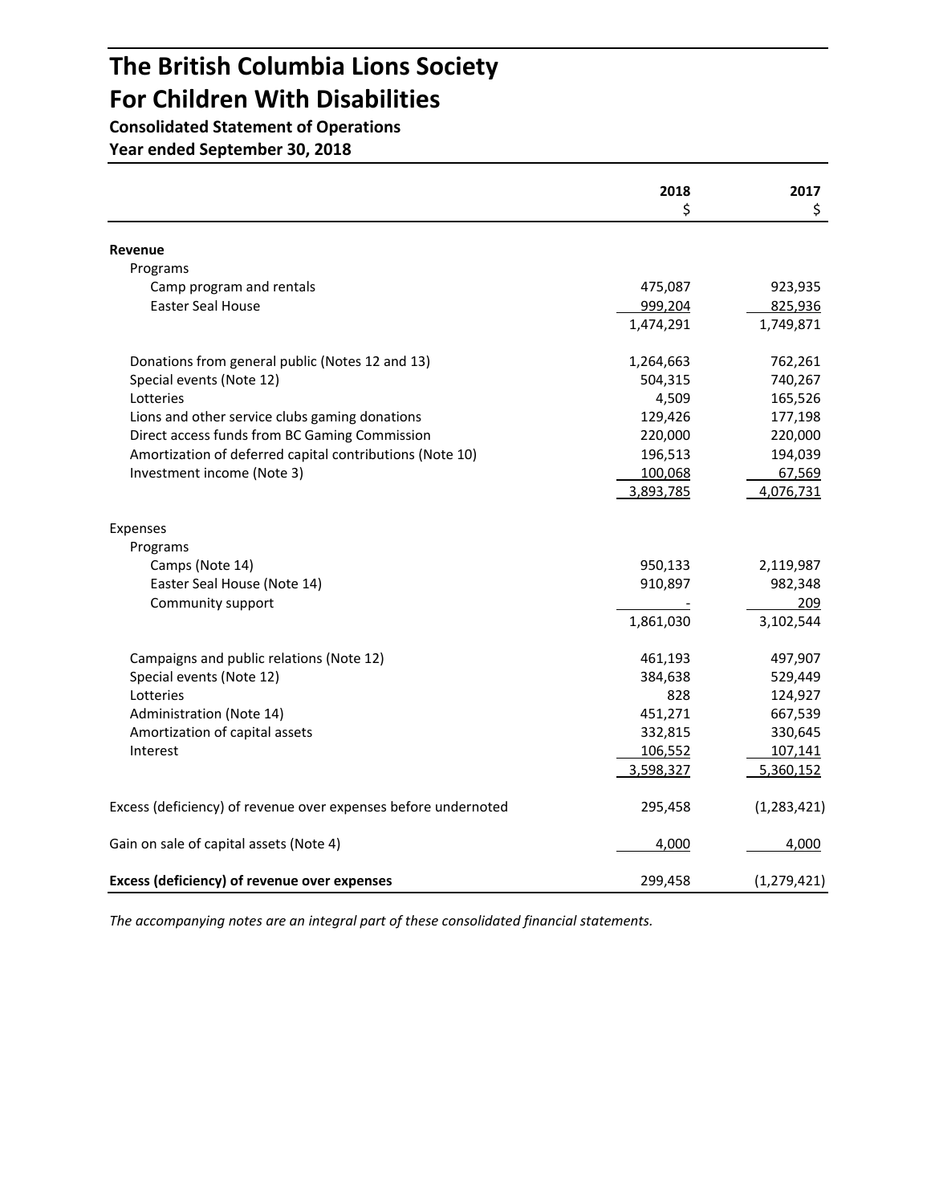# The British Columbia Lions Society For Children With Disabilities

**Consolidated Statement of Operations**

**Year ended September 30, 2018**

| | 2018<br>$ | 2017<br>$ |
|---|---|---|
| **Revenue** | | |
| Programs | | |
| Camp program and rentals | 475,087 | 923,935 |
| Easter Seal House | 999,204 | 825,936 |
| | 1,474,291 | 1,749,871 |
| Donations from general public (Notes 12 and 13) | 1,264,663 | 762,261 |
| Special events (Note 12) | 504,315 | 740,267 |
| Lotteries | 4,509 | 165,526 |
| Lions and other service clubs gaming donations | 129,426 | 177,198 |
| Direct access funds from BC Gaming Commission | 220,000 | 220,000 |
| Amortization of deferred capital contributions (Note 10) | 196,513 | 194,039 |
| Investment income (Note 3) | 100,068 | 67,569 |
| | 3,893,785 | 4,076,731 |
| Expenses | | |
| Programs | | |
| Camps (Note 14) | 950,133 | 2,119,987 |
| Easter Seal House (Note 14) | 910,897 | 982,348 |
| Community support | - | 209 |
| | 1,861,030 | 3,102,544 |
| Campaigns and public relations (Note 12) | 461,193 | 497,907 |
| Special events (Note 12) | 384,638 | 529,449 |
| Lotteries | 828 | 124,927 |
| Administration (Note 14) | 451,271 | 667,539 |
| Amortization of capital assets | 332,815 | 330,645 |
| Interest | 106,552 | 107,141 |
| | 3,598,327 | 5,360,152 |
| Excess (deficiency) of revenue over expenses before undernoted | 295,458 | (1,283,421) |
| Gain on sale of capital assets (Note 4) | 4,000 | 4,000 |
| **Excess (deficiency) of revenue over expenses** | 299,458 | (1,279,421) |

*The accompanying notes are an integral part of these consolidated financial statements.*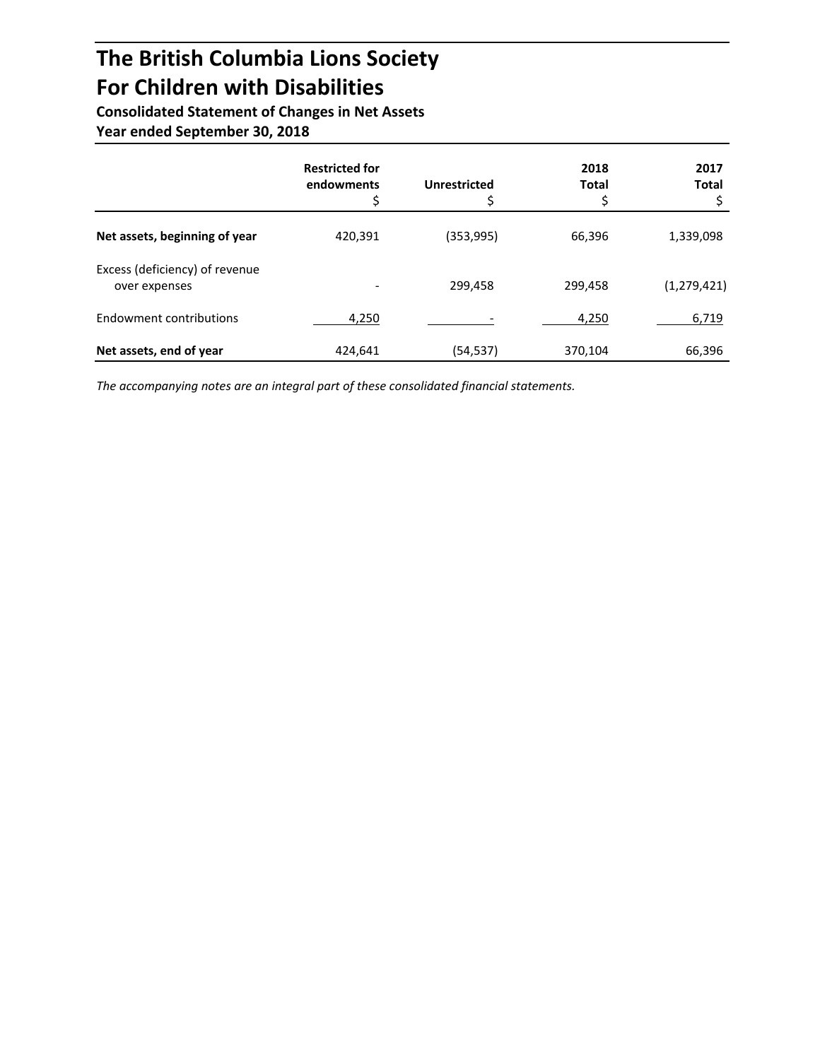# The British Columbia Lions Society For Children with Disabilities

**Consolidated Statement of Changes in Net Assets**
**Year ended September 30, 2018**

| | Restricted for endowments $ | Unrestricted $ | 2018 Total $ | 2017 Total $ |
|---|---|---|---|---|
| **Net assets, beginning of year** | 420,391 | (353,995) | 66,396 | 1,339,098 |
| Excess (deficiency) of revenue over expenses | - | 299,458 | 299,458 | (1,279,421) |
| Endowment contributions | 4,250 | - | 4,250 | 6,719 |
| **Net assets, end of year** | 424,641 | (54,537) | 370,104 | 66,396 |

*The accompanying notes are an integral part of these consolidated financial statements.*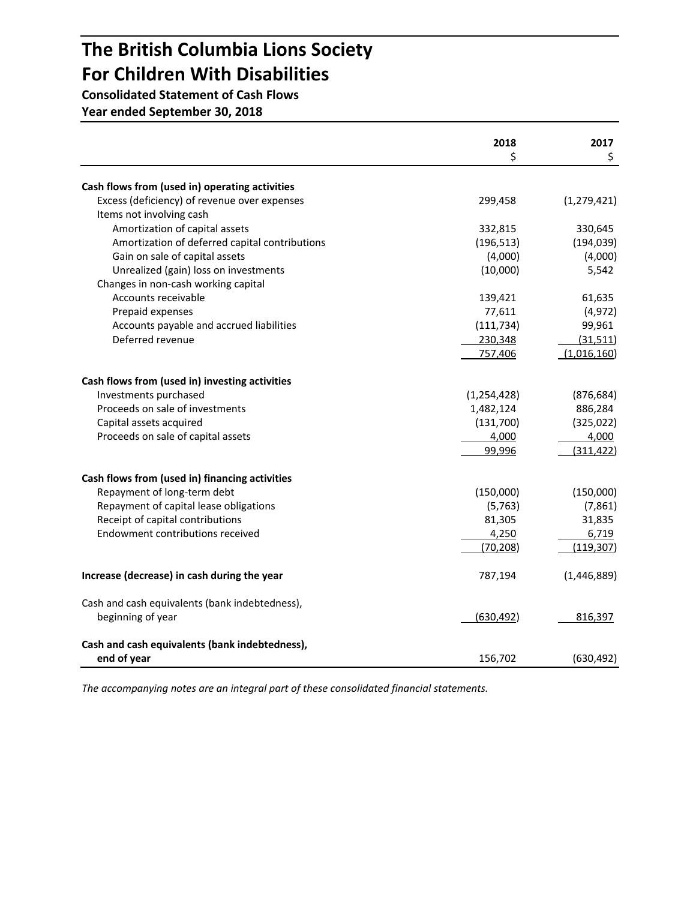# The British Columbia Lions Society For Children With Disabilities

**Consolidated Statement of Cash Flows**
**Year ended September 30, 2018**

| | 2018 $ | 2017 $ |
|---|---|---|
| **Cash flows from (used in) operating activities** | | |
| Excess (deficiency) of revenue over expenses | 299,458 | (1,279,421) |
| Items not involving cash | | |
| Amortization of capital assets | 332,815 | 330,645 |
| Amortization of deferred capital contributions | (196,513) | (194,039) |
| Gain on sale of capital assets | (4,000) | (4,000) |
| Unrealized (gain) loss on investments | (10,000) | 5,542 |
| Changes in non-cash working capital | | |
| Accounts receivable | 139,421 | 61,635 |
| Prepaid expenses | 77,611 | (4,972) |
| Accounts payable and accrued liabilities | (111,734) | 99,961 |
| Deferred revenue | 230,348 | (31,511) |
| | 757,406 | (1,016,160) |
| **Cash flows from (used in) investing activities** | | |
| Investments purchased | (1,254,428) | (876,684) |
| Proceeds on sale of investments | 1,482,124 | 886,284 |
| Capital assets acquired | (131,700) | (325,022) |
| Proceeds on sale of capital assets | 4,000 | 4,000 |
| | 99,996 | (311,422) |
| **Cash flows from (used in) financing activities** | | |
| Repayment of long-term debt | (150,000) | (150,000) |
| Repayment of capital lease obligations | (5,763) | (7,861) |
| Receipt of capital contributions | 81,305 | 31,835 |
| Endowment contributions received | 4,250 | 6,719 |
| | (70,208) | (119,307) |
| **Increase (decrease) in cash during the year** | 787,194 | (1,446,889) |
| Cash and cash equivalents (bank indebtedness), beginning of year | (630,492) | 816,397 |
| **Cash and cash equivalents (bank indebtedness), end of year** | 156,702 | (630,492) |

*The accompanying notes are an integral part of these consolidated financial statements.*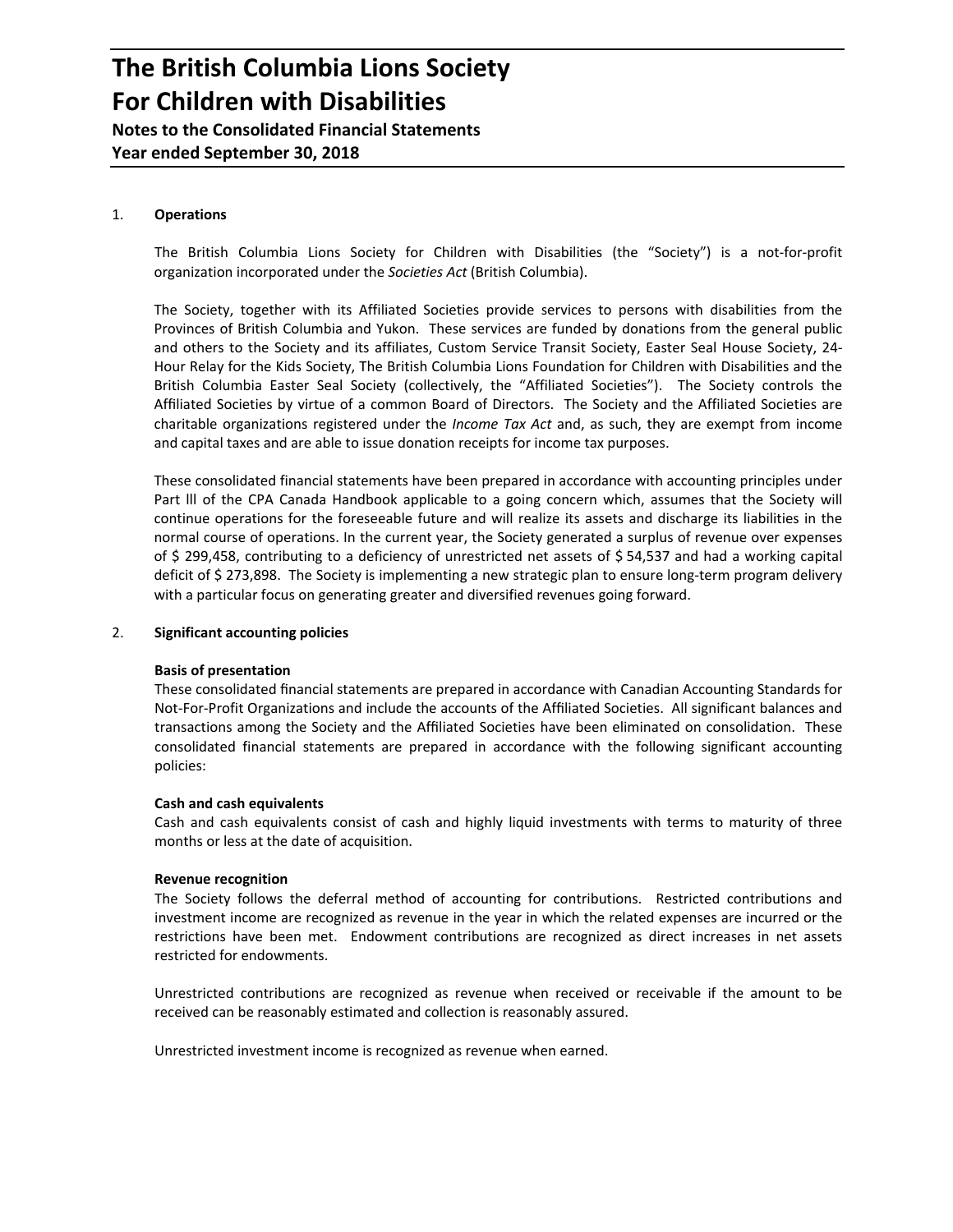# The British Columbia Lions Society For Children with Disabilities

**Notes to the Consolidated Financial Statements**
**Year ended September 30, 2018**

1. **Operations**

   The British Columbia Lions Society for Children with Disabilities (the "Society") is a not-for-profit organization incorporated under the *Societies Act* (British Columbia).

   The Society, together with its Affiliated Societies provide services to persons with disabilities from the Provinces of British Columbia and Yukon. These services are funded by donations from the general public and others to the Society and its affiliates, Custom Service Transit Society, Easter Seal House Society, 24-Hour Relay for the Kids Society, The British Columbia Lions Foundation for Children with Disabilities and the British Columbia Easter Seal Society (collectively, the "Affiliated Societies"). The Society controls the Affiliated Societies by virtue of a common Board of Directors. The Society and the Affiliated Societies are charitable organizations registered under the *Income Tax Act* and, as such, they are exempt from income and capital taxes and are able to issue donation receipts for income tax purposes.

   These consolidated financial statements have been prepared in accordance with accounting principles under Part lll of the CPA Canada Handbook applicable to a going concern which, assumes that the Society will continue operations for the foreseeable future and will realize its assets and discharge its liabilities in the normal course of operations. In the current year, the Society generated a surplus of revenue over expenses of $ 299,458, contributing to a deficiency of unrestricted net assets of $ 54,537 and had a working capital deficit of $ 273,898. The Society is implementing a new strategic plan to ensure long-term program delivery with a particular focus on generating greater and diversified revenues going forward.

2. **Significant accounting policies**

   **Basis of presentation**
   These consolidated financial statements are prepared in accordance with Canadian Accounting Standards for Not-For-Profit Organizations and include the accounts of the Affiliated Societies. All significant balances and transactions among the Society and the Affiliated Societies have been eliminated on consolidation. These consolidated financial statements are prepared in accordance with the following significant accounting policies:

   **Cash and cash equivalents**
   Cash and cash equivalents consist of cash and highly liquid investments with terms to maturity of three months or less at the date of acquisition.

   **Revenue recognition**
   The Society follows the deferral method of accounting for contributions. Restricted contributions and investment income are recognized as revenue in the year in which the related expenses are incurred or the restrictions have been met. Endowment contributions are recognized as direct increases in net assets restricted for endowments.

   Unrestricted contributions are recognized as revenue when received or receivable if the amount to be received can be reasonably estimated and collection is reasonably assured.

   Unrestricted investment income is recognized as revenue when earned.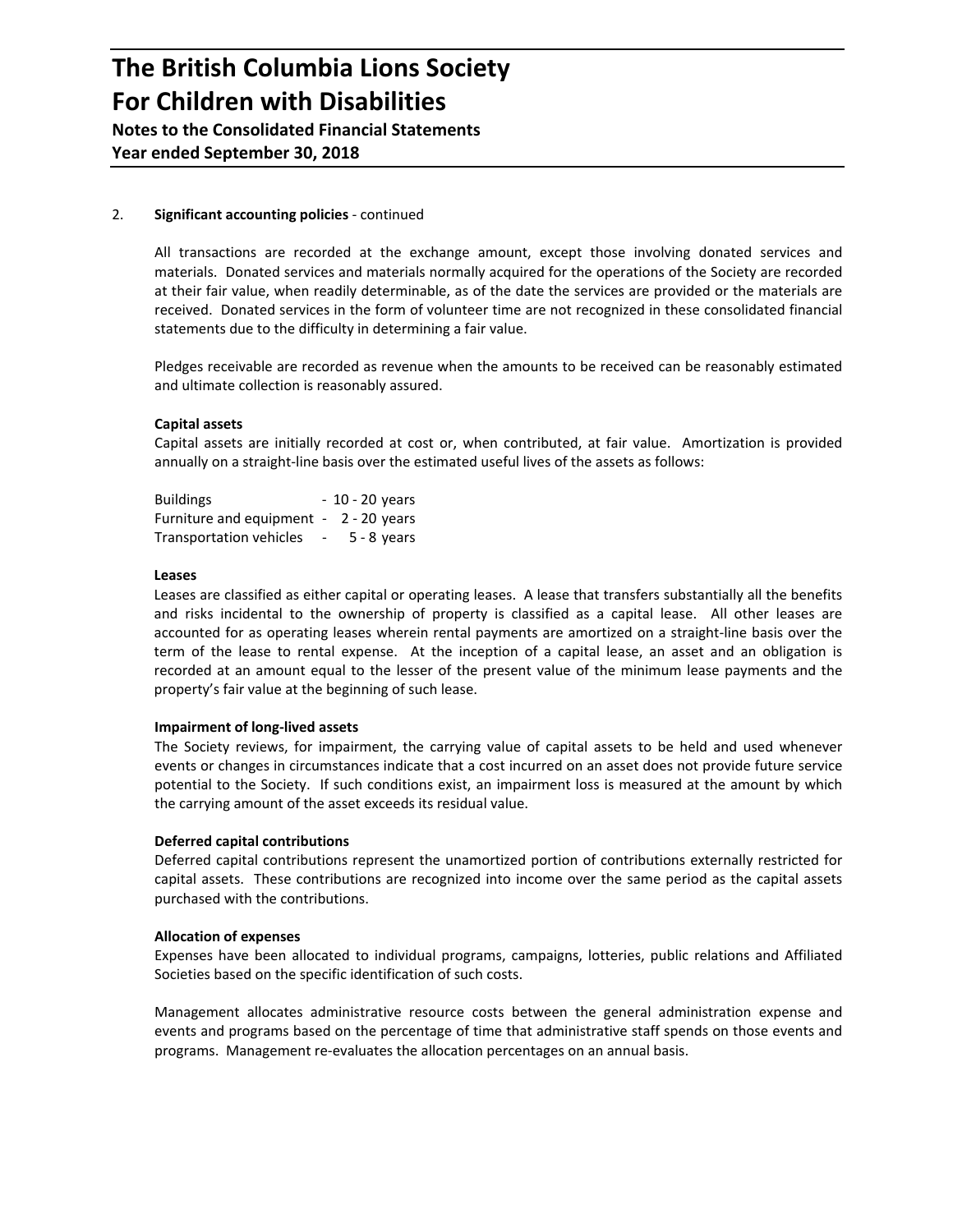2. **Significant accounting policies** - continued

All transactions are recorded at the exchange amount, except those involving donated services and materials. Donated services and materials normally acquired for the operations of the Society are recorded at their fair value, when readily determinable, as of the date the services are provided or the materials are received. Donated services in the form of volunteer time are not recognized in these consolidated financial statements due to the difficulty in determining a fair value.

Pledges receivable are recorded as revenue when the amounts to be received can be reasonably estimated and ultimate collection is reasonably assured.

**Capital assets**

Capital assets are initially recorded at cost or, when contributed, at fair value. Amortization is provided annually on a straight-line basis over the estimated useful lives of the assets as follows:

| | |
|---|---|
| Buildings | - 10 - 20 years |
| Furniture and equipment | - 2 - 20 years |
| Transportation vehicles | - 5 - 8 years |

**Leases**

Leases are classified as either capital or operating leases. A lease that transfers substantially all the benefits and risks incidental to the ownership of property is classified as a capital lease. All other leases are accounted for as operating leases wherein rental payments are amortized on a straight-line basis over the term of the lease to rental expense. At the inception of a capital lease, an asset and an obligation is recorded at an amount equal to the lesser of the present value of the minimum lease payments and the property's fair value at the beginning of such lease.

**Impairment of long-lived assets**

The Society reviews, for impairment, the carrying value of capital assets to be held and used whenever events or changes in circumstances indicate that a cost incurred on an asset does not provide future service potential to the Society. If such conditions exist, an impairment loss is measured at the amount by which the carrying amount of the asset exceeds its residual value.

**Deferred capital contributions**

Deferred capital contributions represent the unamortized portion of contributions externally restricted for capital assets. These contributions are recognized into income over the same period as the capital assets purchased with the contributions.

**Allocation of expenses**

Expenses have been allocated to individual programs, campaigns, lotteries, public relations and Affiliated Societies based on the specific identification of such costs.

Management allocates administrative resource costs between the general administration expense and events and programs based on the percentage of time that administrative staff spends on those events and programs. Management re-evaluates the allocation percentages on an annual basis.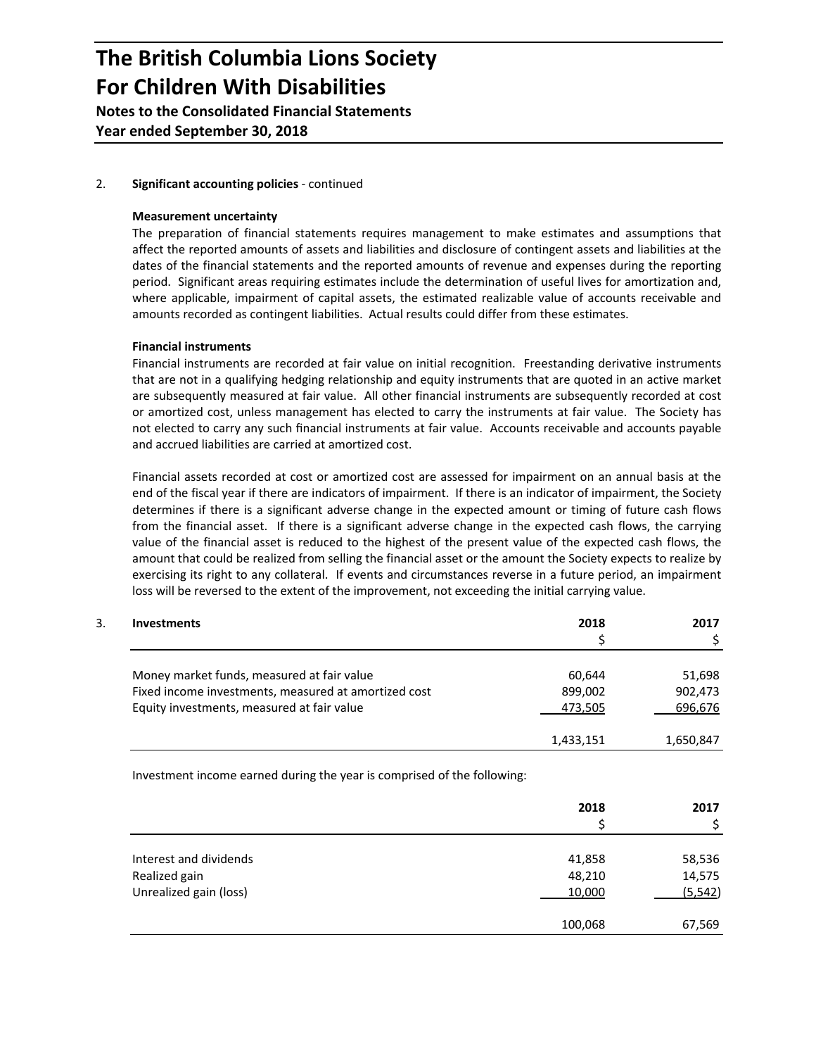## 2. Significant accounting policies - continued

### Measurement uncertainty

The preparation of financial statements requires management to make estimates and assumptions that affect the reported amounts of assets and liabilities and disclosure of contingent assets and liabilities at the dates of the financial statements and the reported amounts of revenue and expenses during the reporting period. Significant areas requiring estimates include the determination of useful lives for amortization and, where applicable, impairment of capital assets, the estimated realizable value of accounts receivable and amounts recorded as contingent liabilities. Actual results could differ from these estimates.

### Financial instruments

Financial instruments are recorded at fair value on initial recognition. Freestanding derivative instruments that are not in a qualifying hedging relationship and equity instruments that are quoted in an active market are subsequently measured at fair value. All other financial instruments are subsequently recorded at cost or amortized cost, unless management has elected to carry the instruments at fair value. The Society has not elected to carry any such financial instruments at fair value. Accounts receivable and accounts payable and accrued liabilities are carried at amortized cost.

Financial assets recorded at cost or amortized cost are assessed for impairment on an annual basis at the end of the fiscal year if there are indicators of impairment. If there is an indicator of impairment, the Society determines if there is a significant adverse change in the expected amount or timing of future cash flows from the financial asset. If there is a significant adverse change in the expected cash flows, the carrying value of the financial asset is reduced to the highest of the present value of the expected cash flows, the amount that could be realized from selling the financial asset or the amount the Society expects to realize by exercising its right to any collateral. If events and circumstances reverse in a future period, an impairment loss will be reversed to the extent of the improvement, not exceeding the initial carrying value.

## 3. Investments

| | 2018<br>$ | 2017<br>$ |
|---|---|---|
| Money market funds, measured at fair value | 60,644 | 51,698 |
| Fixed income investments, measured at amortized cost | 899,002 | 902,473 |
| Equity investments, measured at fair value | 473,505 | 696,676 |
| | 1,433,151 | 1,650,847 |

Investment income earned during the year is comprised of the following:

| | 2018<br>$ | 2017<br>$ |
|---|---|---|
| Interest and dividends | 41,858 | 58,536 |
| Realized gain | 48,210 | 14,575 |
| Unrealized gain (loss) | 10,000 | (5,542) |
| | 100,068 | 67,569 |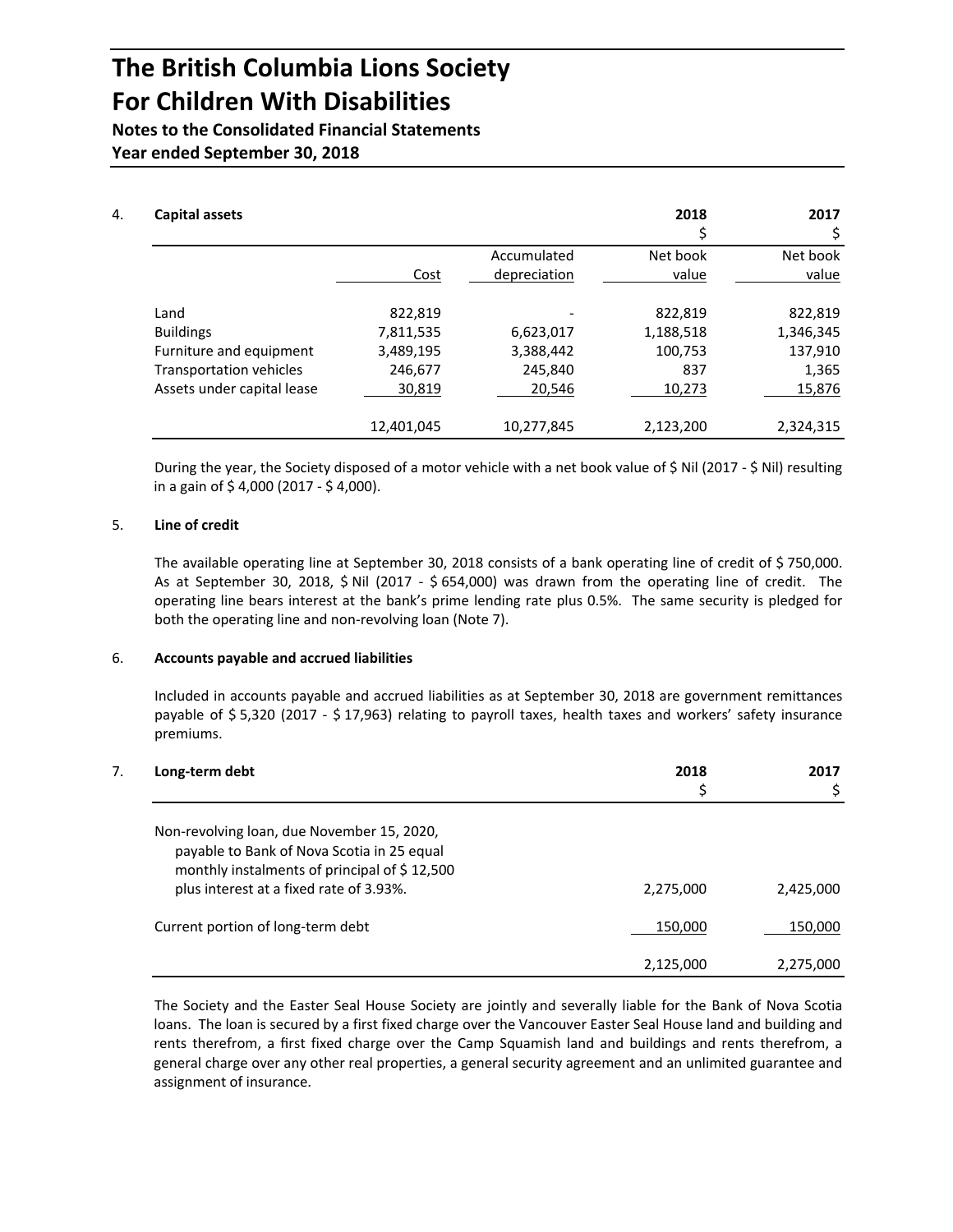# The British Columbia Lions Society For Children With Disabilities

**Notes to the Consolidated Financial Statements**

**Year ended September 30, 2018**

4. **Capital assets**

| | Cost | Accumulated depreciation | 2018 $ Net book value | 2017 $ Net book value |
|---|---|---|---|---|
| Land | 822,819 | - | 822,819 | 822,819 |
| Buildings | 7,811,535 | 6,623,017 | 1,188,518 | 1,346,345 |
| Furniture and equipment | 3,489,195 | 3,388,442 | 100,753 | 137,910 |
| Transportation vehicles | 246,677 | 245,840 | 837 | 1,365 |
| Assets under capital lease | 30,819 | 20,546 | 10,273 | 15,876 |
| | 12,401,045 | 10,277,845 | 2,123,200 | 2,324,315 |

During the year, the Society disposed of a motor vehicle with a net book value of $ Nil (2017 - $ Nil) resulting in a gain of $ 4,000 (2017 - $ 4,000).

5. **Line of credit**

The available operating line at September 30, 2018 consists of a bank operating line of credit of $ 750,000. As at September 30, 2018, $ Nil (2017 - $ 654,000) was drawn from the operating line of credit. The operating line bears interest at the bank's prime lending rate plus 0.5%. The same security is pledged for both the operating line and non-revolving loan (Note 7).

6. **Accounts payable and accrued liabilities**

Included in accounts payable and accrued liabilities as at September 30, 2018 are government remittances payable of $ 5,320 (2017 - $ 17,963) relating to payroll taxes, health taxes and workers' safety insurance premiums.

7. **Long-term debt**

| | 2018 $ | 2017 $ |
|---|---|---|
| Non-revolving loan, due November 15, 2020, payable to Bank of Nova Scotia in 25 equal monthly instalments of principal of $ 12,500 plus interest at a fixed rate of 3.93%. | 2,275,000 | 2,425,000 |
| Current portion of long-term debt | 150,000 | 150,000 |
| | 2,125,000 | 2,275,000 |

The Society and the Easter Seal House Society are jointly and severally liable for the Bank of Nova Scotia loans. The loan is secured by a first fixed charge over the Vancouver Easter Seal House land and building and rents therefrom, a first fixed charge over the Camp Squamish land and buildings and rents therefrom, a general charge over any other real properties, a general security agreement and an unlimited guarantee and assignment of insurance.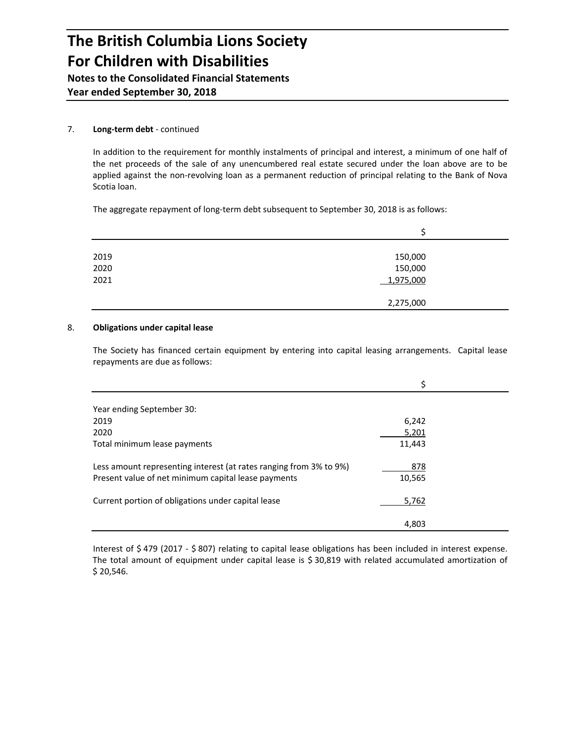# The British Columbia Lions Society For Children with Disabilities

**Notes to the Consolidated Financial Statements**
**Year ended September 30, 2018**

7. **Long-term debt** - continued

In addition to the requirement for monthly instalments of principal and interest, a minimum of one half of the net proceeds of the sale of any unencumbered real estate secured under the loan above are to be applied against the non-revolving loan as a permanent reduction of principal relating to the Bank of Nova Scotia loan.

The aggregate repayment of long-term debt subsequent to September 30, 2018 is as follows:

| | $ |
|---|---|
| 2019 | 150,000 |
| 2020 | 150,000 |
| 2021 | 1,975,000 |
| | 2,275,000 |

8. **Obligations under capital lease**

The Society has financed certain equipment by entering into capital leasing arrangements. Capital lease repayments are due as follows:

| | $ |
|---|---|
| Year ending September 30: | |
| 2019 | 6,242 |
| 2020 | 5,201 |
| Total minimum lease payments | 11,443 |
| Less amount representing interest (at rates ranging from 3% to 9%) | 878 |
| Present value of net minimum capital lease payments | 10,565 |
| Current portion of obligations under capital lease | 5,762 |
| | 4,803 |

Interest of $ 479 (2017 - $ 807) relating to capital lease obligations has been included in interest expense. The total amount of equipment under capital lease is $ 30,819 with related accumulated amortization of $ 20,546.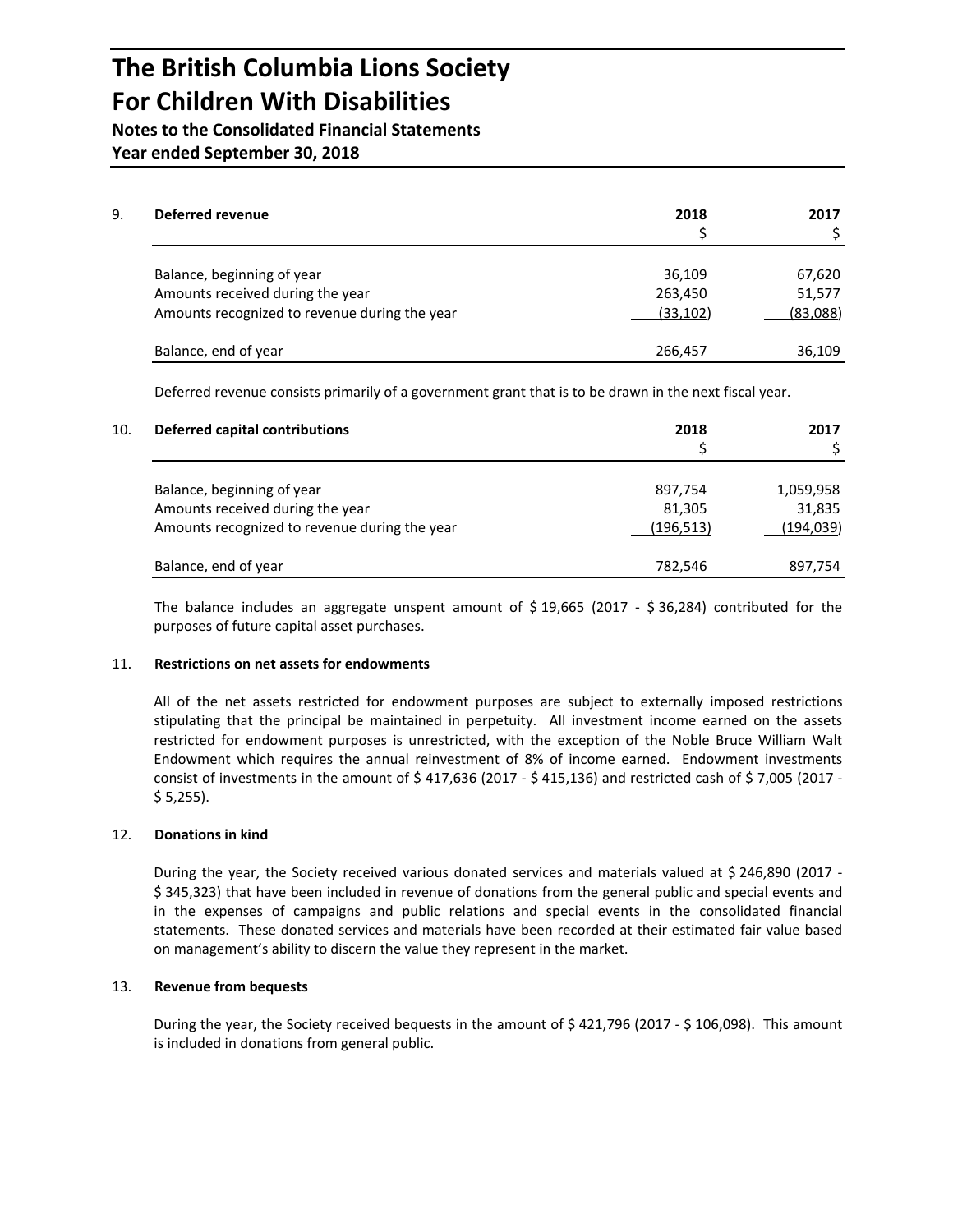# The British Columbia Lions Society For Children With Disabilities

**Notes to the Consolidated Financial Statements**
**Year ended September 30, 2018**

## 9. Deferred revenue

| | 2018 | 2017 |
|---|---|---|
| | $ | $ |
| Balance, beginning of year | 36,109 | 67,620 |
| Amounts received during the year | 263,450 | 51,577 |
| Amounts recognized to revenue during the year | (33,102) | (83,088) |
| Balance, end of year | 266,457 | 36,109 |

Deferred revenue consists primarily of a government grant that is to be drawn in the next fiscal year.

## 10. Deferred capital contributions

| | 2018 | 2017 |
|---|---|---|
| | $ | $ |
| Balance, beginning of year | 897,754 | 1,059,958 |
| Amounts received during the year | 81,305 | 31,835 |
| Amounts recognized to revenue during the year | (196,513) | (194,039) |
| Balance, end of year | 782,546 | 897,754 |

The balance includes an aggregate unspent amount of $ 19,665 (2017 - $ 36,284) contributed for the purposes of future capital asset purchases.

## 11. Restrictions on net assets for endowments

All of the net assets restricted for endowment purposes are subject to externally imposed restrictions stipulating that the principal be maintained in perpetuity. All investment income earned on the assets restricted for endowment purposes is unrestricted, with the exception of the Noble Bruce William Walt Endowment which requires the annual reinvestment of 8% of income earned. Endowment investments consist of investments in the amount of $ 417,636 (2017 - $ 415,136) and restricted cash of $ 7,005 (2017 - $ 5,255).

## 12. Donations in kind

During the year, the Society received various donated services and materials valued at $ 246,890 (2017 - $ 345,323) that have been included in revenue of donations from the general public and special events and in the expenses of campaigns and public relations and special events in the consolidated financial statements. These donated services and materials have been recorded at their estimated fair value based on management's ability to discern the value they represent in the market.

## 13. Revenue from bequests

During the year, the Society received bequests in the amount of $ 421,796 (2017 - $ 106,098). This amount is included in donations from general public.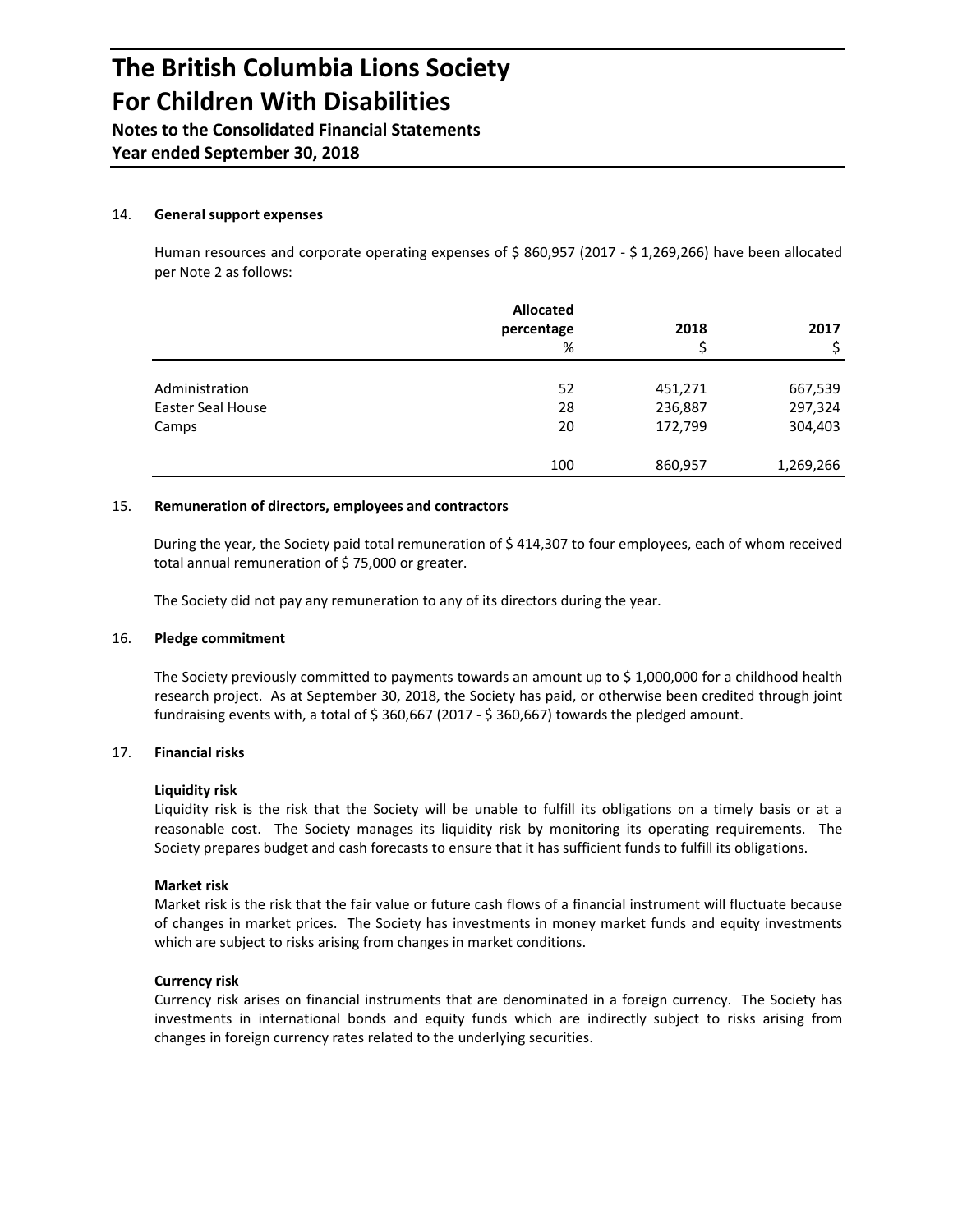## 14. General support expenses

Human resources and corporate operating expenses of $ 860,957 (2017 - $ 1,269,266) have been allocated per Note 2 as follows:

| | Allocated percentage % | 2018 $ | 2017 $ |
|---|---|---|---|
| Administration | 52 | 451,271 | 667,539 |
| Easter Seal House | 28 | 236,887 | 297,324 |
| Camps | 20 | 172,799 | 304,403 |
| | 100 | 860,957 | 1,269,266 |

## 15. Remuneration of directors, employees and contractors

During the year, the Society paid total remuneration of $ 414,307 to four employees, each of whom received total annual remuneration of $ 75,000 or greater.

The Society did not pay any remuneration to any of its directors during the year.

## 16. Pledge commitment

The Society previously committed to payments towards an amount up to $ 1,000,000 for a childhood health research project. As at September 30, 2018, the Society has paid, or otherwise been credited through joint fundraising events with, a total of $ 360,667 (2017 - $ 360,667) towards the pledged amount.

## 17. Financial risks

**Liquidity risk**

Liquidity risk is the risk that the Society will be unable to fulfill its obligations on a timely basis or at a reasonable cost. The Society manages its liquidity risk by monitoring its operating requirements. The Society prepares budget and cash forecasts to ensure that it has sufficient funds to fulfill its obligations.

**Market risk**

Market risk is the risk that the fair value or future cash flows of a financial instrument will fluctuate because of changes in market prices. The Society has investments in money market funds and equity investments which are subject to risks arising from changes in market conditions.

**Currency risk**

Currency risk arises on financial instruments that are denominated in a foreign currency. The Society has investments in international bonds and equity funds which are indirectly subject to risks arising from changes in foreign currency rates related to the underlying securities.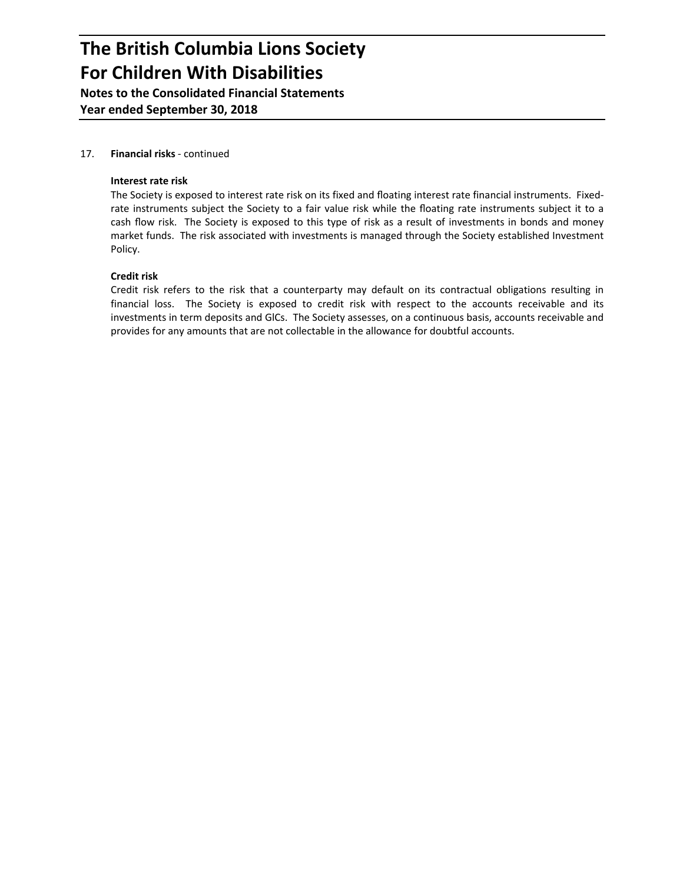17. **Financial risks** - continued

**Interest rate risk**

The Society is exposed to interest rate risk on its fixed and floating interest rate financial instruments. Fixed-rate instruments subject the Society to a fair value risk while the floating rate instruments subject it to a cash flow risk. The Society is exposed to this type of risk as a result of investments in bonds and money market funds. The risk associated with investments is managed through the Society established Investment Policy.

**Credit risk**

Credit risk refers to the risk that a counterparty may default on its contractual obligations resulting in financial loss. The Society is exposed to credit risk with respect to the accounts receivable and its investments in term deposits and GICs. The Society assesses, on a continuous basis, accounts receivable and provides for any amounts that are not collectable in the allowance for doubtful accounts.